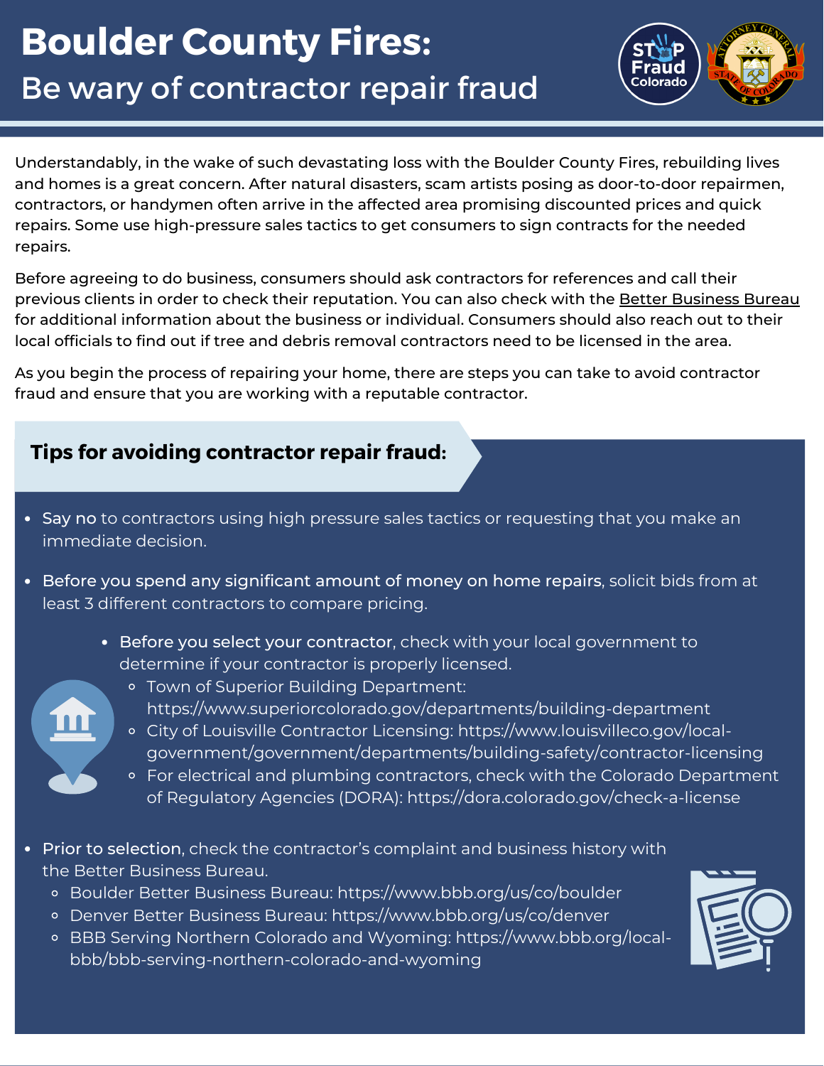# Boulder County Fires:

## Be wary of contractor repair fraud

Understandably, in the wake of such devastating loss with the Boulder County Fires, rebuilding lives and homes is a great concern. After natural disasters, scam artists posing as door-to-door repairmen, contractors, or handymen often arrive in the affected area promising discounted prices and quick repairs. Some use high-pressure sales tactics to get consumers to sign contracts for the needed repairs.

Before agreeing to do business, consumers should ask contractors for references and call their previous clients in order to check their reputation. You can also check with the Better Business Bureau for additional information about the business or individual. Consumers should also reach out to their local officials to find out if tree and debris removal contractors need to be licensed in the area.

As you begin the process of repairing your home, there are steps you can take to avoid contractor fraud and ensure that you are working with a reputable contractor.

### Tips for avoiding contractor repair fraud:

- **Say no** to contractors using high pressure sales tactics or requesting that you make an immediate decision.
- **Before you spend any significant amount of money on home repairs**, solicit bids from at least 3 different contractors to compare pricing.
- **Before you select your contractor**, check with your local government to determine if your contractor is properly licensed.
  - Town of Superior Building Department: https://www.superiorcolorado.gov/departments/building-department
  - City of Louisville Contractor Licensing: https://www.louisvilleco.gov/local-government/government/departments/building-safety/contractor-licensing
  - For electrical and plumbing contractors, check with the Colorado Department of Regulatory Agencies (DORA): https://dora.colorado.gov/check-a-license
- **Prior to selection**, check the contractor's complaint and business history with the Better Business Bureau.
  - Boulder Better Business Bureau: https://www.bbb.org/us/co/boulder
  - Denver Better Business Bureau: https://www.bbb.org/us/co/denver
  - BBB Serving Northern Colorado and Wyoming: https://www.bbb.org/local-bbb/bbb-serving-northern-colorado-and-wyoming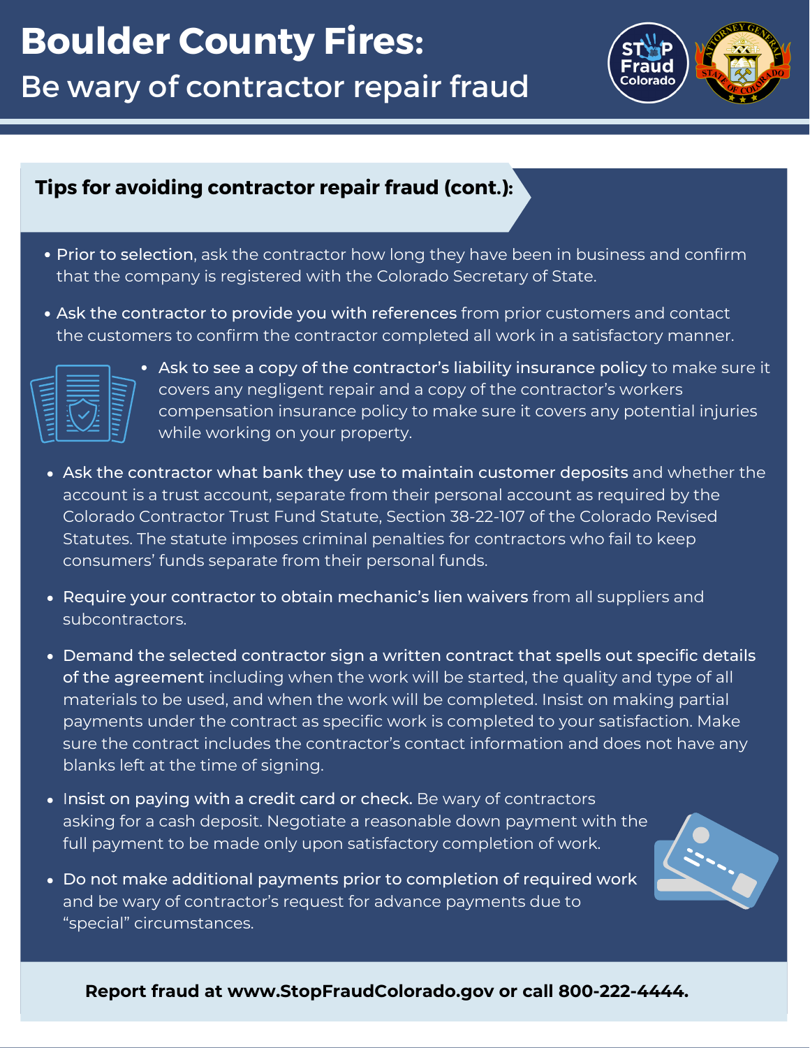# Boulder County Fires:

## Be wary of contractor repair fraud

### Tips for avoiding contractor repair fraud (cont.):

- **Prior to selection,** ask the contractor how long they have been in business and confirm that the company is registered with the Colorado Secretary of State.
- **Ask the contractor to provide you with references** from prior customers and contact the customers to confirm the contractor completed all work in a satisfactory manner.
- **Ask to see a copy of the contractor's liability insurance policy** to make sure it covers any negligent repair and a copy of the contractor's workers compensation insurance policy to make sure it covers any potential injuries while working on your property.
- **Ask the contractor what bank they use to maintain customer deposits** and whether the account is a trust account, separate from their personal account as required by the Colorado Contractor Trust Fund Statute, Section 38-22-107 of the Colorado Revised Statutes. The statute imposes criminal penalties for contractors who fail to keep consumers' funds separate from their personal funds.
- **Require your contractor to obtain mechanic's lien waivers** from all suppliers and subcontractors.
- **Demand the selected contractor sign a written contract that spells out specific details of the agreement** including when the work will be started, the quality and type of all materials to be used, and when the work will be completed. Insist on making partial payments under the contract as specific work is completed to your satisfaction. Make sure the contract includes the contractor's contact information and does not have any blanks left at the time of signing.
- **Insist on paying with a credit card or check.** Be wary of contractors asking for a cash deposit. Negotiate a reasonable down payment with the full payment to be made only upon satisfactory completion of work.
- **Do not make additional payments prior to completion of required work** and be wary of contractor's request for advance payments due to "special" circumstances.

**Report fraud at www.StopFraudColorado.gov or call 800-222-4444.**